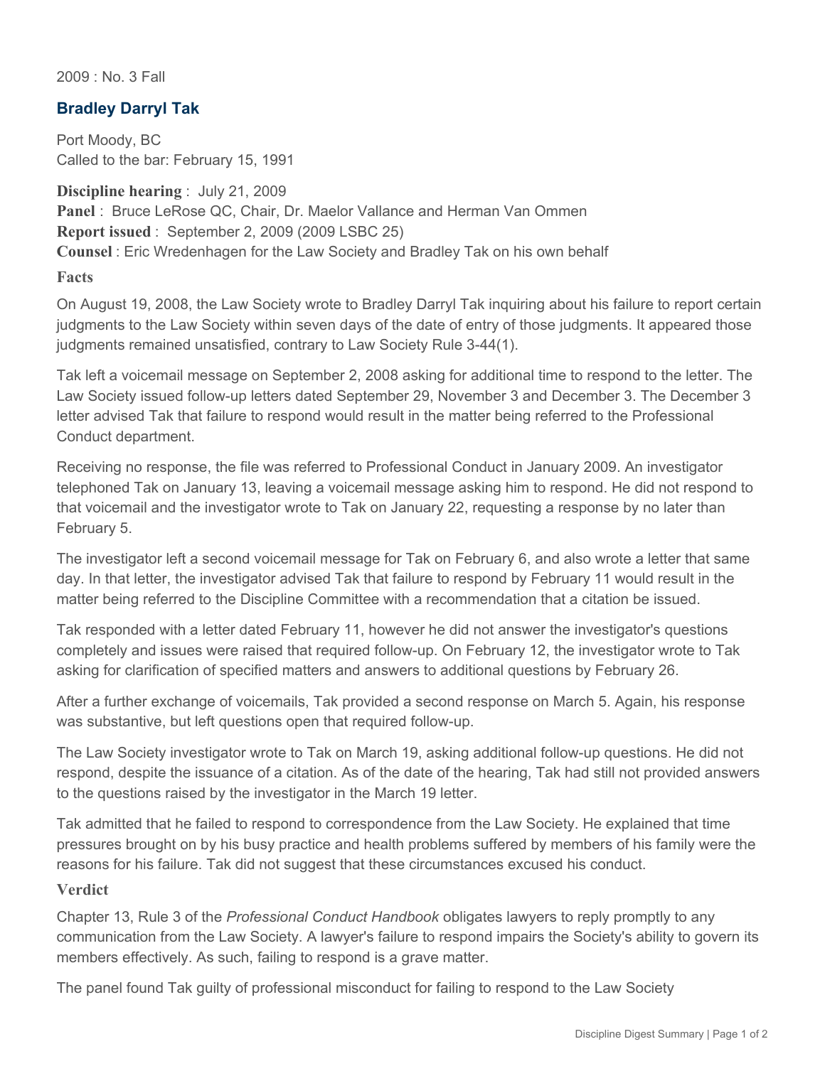2009 : No. 3 Fall

## Bradley Darryl Tak

Port Moody, BC
Called to the bar: February 15, 1991

**Discipline hearing** : July 21, 2009
**Panel** : Bruce LeRose QC, Chair, Dr. Maelor Vallance and Herman Van Ommen
**Report issued** : September 2, 2009 (2009 LSBC 25)
**Counsel** : Eric Wredenhagen for the Law Society and Bradley Tak on his own behalf

### Facts

On August 19, 2008, the Law Society wrote to Bradley Darryl Tak inquiring about his failure to report certain judgments to the Law Society within seven days of the date of entry of those judgments. It appeared those judgments remained unsatisfied, contrary to Law Society Rule 3-44(1).

Tak left a voicemail message on September 2, 2008 asking for additional time to respond to the letter. The Law Society issued follow-up letters dated September 29, November 3 and December 3. The December 3 letter advised Tak that failure to respond would result in the matter being referred to the Professional Conduct department.

Receiving no response, the file was referred to Professional Conduct in January 2009. An investigator telephoned Tak on January 13, leaving a voicemail message asking him to respond. He did not respond to that voicemail and the investigator wrote to Tak on January 22, requesting a response by no later than February 5.

The investigator left a second voicemail message for Tak on February 6, and also wrote a letter that same day. In that letter, the investigator advised Tak that failure to respond by February 11 would result in the matter being referred to the Discipline Committee with a recommendation that a citation be issued.

Tak responded with a letter dated February 11, however he did not answer the investigator's questions completely and issues were raised that required follow-up. On February 12, the investigator wrote to Tak asking for clarification of specified matters and answers to additional questions by February 26.

After a further exchange of voicemails, Tak provided a second response on March 5. Again, his response was substantive, but left questions open that required follow-up.

The Law Society investigator wrote to Tak on March 19, asking additional follow-up questions. He did not respond, despite the issuance of a citation. As of the date of the hearing, Tak had still not provided answers to the questions raised by the investigator in the March 19 letter.

Tak admitted that he failed to respond to correspondence from the Law Society. He explained that time pressures brought on by his busy practice and health problems suffered by members of his family were the reasons for his failure. Tak did not suggest that these circumstances excused his conduct.

### Verdict

Chapter 13, Rule 3 of the *Professional Conduct Handbook* obligates lawyers to reply promptly to any communication from the Law Society. A lawyer's failure to respond impairs the Society's ability to govern its members effectively. As such, failing to respond is a grave matter.

The panel found Tak guilty of professional misconduct for failing to respond to the Law Society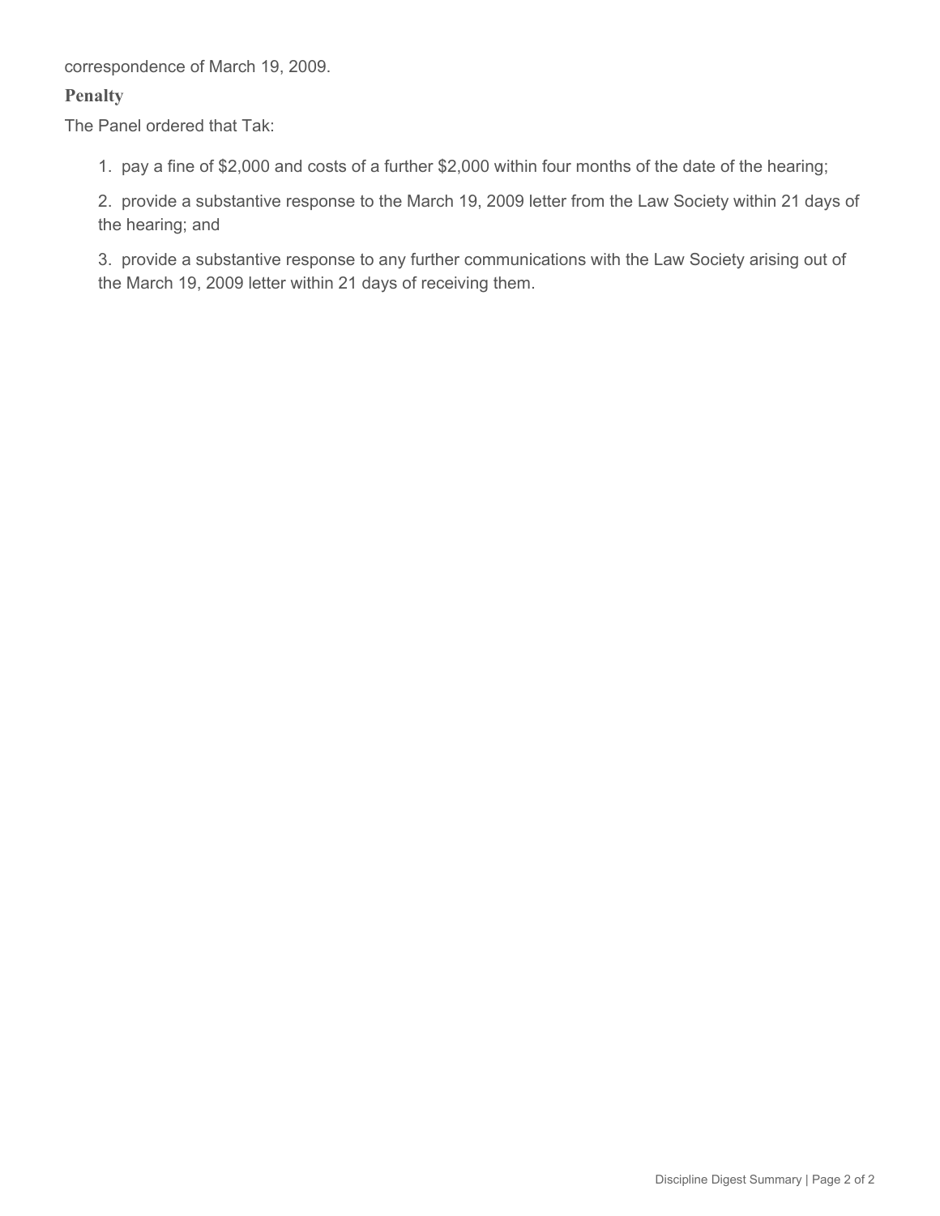correspondence of March 19, 2009.

## Penalty

The Panel ordered that Tak:

1. pay a fine of $2,000 and costs of a further $2,000 within four months of the date of the hearing;
2. provide a substantive response to the March 19, 2009 letter from the Law Society within 21 days of the hearing; and
3. provide a substantive response to any further communications with the Law Society arising out of the March 19, 2009 letter within 21 days of receiving them.